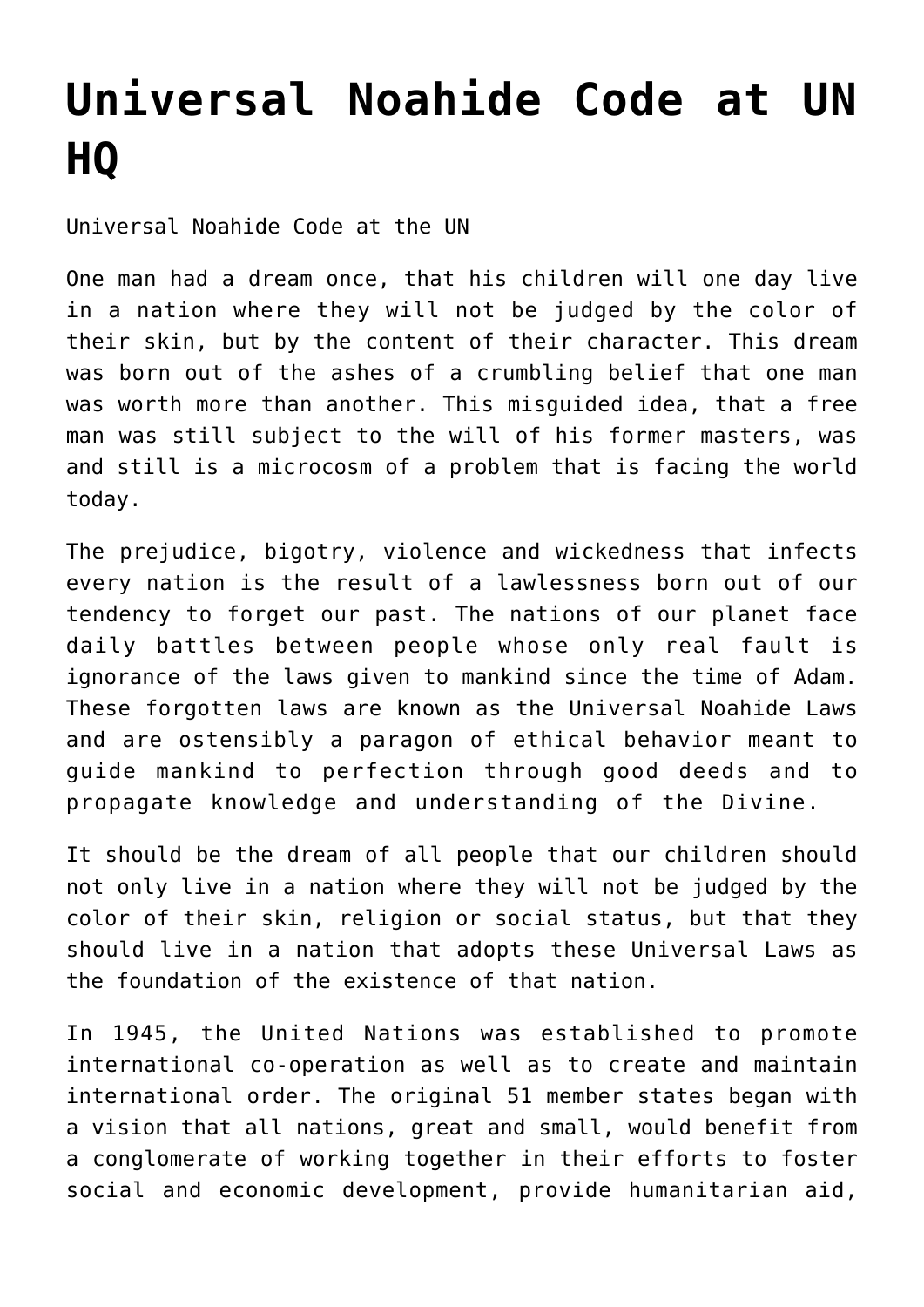# Universal Noahide Code at UN HQ

Universal Noahide Code at the UN

One man had a dream once, that his children will one day live in a nation where they will not be judged by the color of their skin, but by the content of their character. This dream was born out of the ashes of a crumbling belief that one man was worth more than another. This misguided idea, that a free man was still subject to the will of his former masters, was and still is a microcosm of a problem that is facing the world today.

The prejudice, bigotry, violence and wickedness that infects every nation is the result of a lawlessness born out of our tendency to forget our past. The nations of our planet face daily battles between people whose only real fault is ignorance of the laws given to mankind since the time of Adam. These forgotten laws are known as the Universal Noahide Laws and are ostensibly a paragon of ethical behavior meant to guide mankind to perfection through good deeds and to propagate knowledge and understanding of the Divine.

It should be the dream of all people that our children should not only live in a nation where they will not be judged by the color of their skin, religion or social status, but that they should live in a nation that adopts these Universal Laws as the foundation of the existence of that nation.

In 1945, the United Nations was established to promote international co-operation as well as to create and maintain international order. The original 51 member states began with a vision that all nations, great and small, would benefit from a conglomerate of working together in their efforts to foster social and economic development, provide humanitarian aid,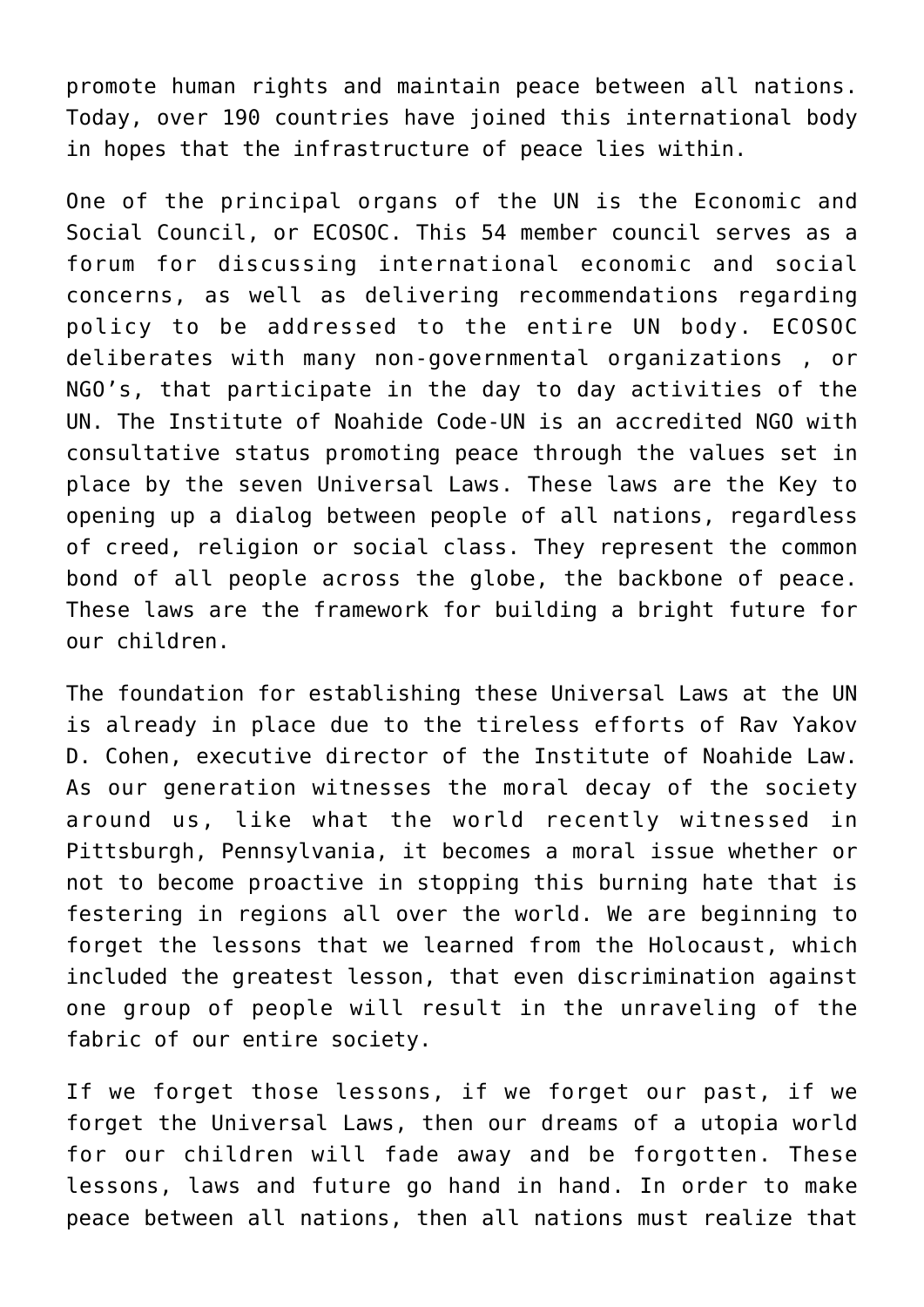promote human rights and maintain peace between all nations. Today, over 190 countries have joined this international body in hopes that the infrastructure of peace lies within.

One of the principal organs of the UN is the Economic and Social Council, or ECOSOC. This 54 member council serves as a forum for discussing international economic and social concerns, as well as delivering recommendations regarding policy to be addressed to the entire UN body. ECOSOC deliberates with many non-governmental organizations , or NGO's, that participate in the day to day activities of the UN. The Institute of Noahide Code-UN is an accredited NGO with consultative status promoting peace through the values set in place by the seven Universal Laws. These laws are the Key to opening up a dialog between people of all nations, regardless of creed, religion or social class. They represent the common bond of all people across the globe, the backbone of peace. These laws are the framework for building a bright future for our children.

The foundation for establishing these Universal Laws at the UN is already in place due to the tireless efforts of Rav Yakov D. Cohen, executive director of the Institute of Noahide Law. As our generation witnesses the moral decay of the society around us, like what the world recently witnessed in Pittsburgh, Pennsylvania, it becomes a moral issue whether or not to become proactive in stopping this burning hate that is festering in regions all over the world. We are beginning to forget the lessons that we learned from the Holocaust, which included the greatest lesson, that even discrimination against one group of people will result in the unraveling of the fabric of our entire society.

If we forget those lessons, if we forget our past, if we forget the Universal Laws, then our dreams of a utopia world for our children will fade away and be forgotten. These lessons, laws and future go hand in hand. In order to make peace between all nations, then all nations must realize that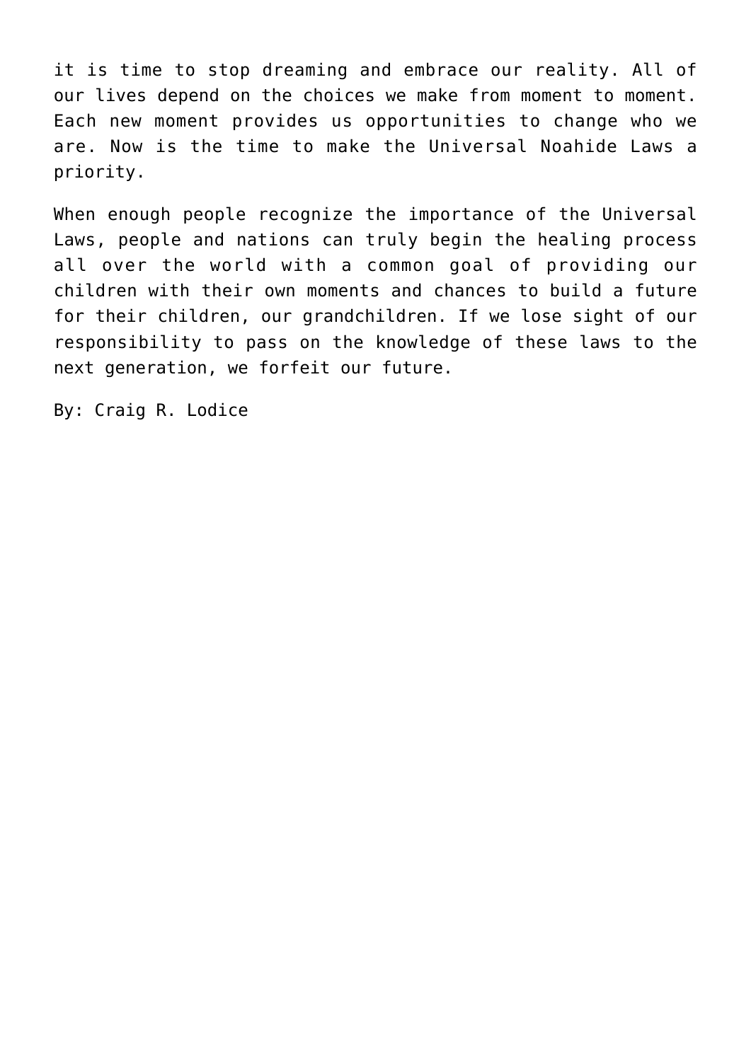it is time to stop dreaming and embrace our reality. All of our lives depend on the choices we make from moment to moment. Each new moment provides us opportunities to change who we are. Now is the time to make the Universal Noahide Laws a priority.

When enough people recognize the importance of the Universal Laws, people and nations can truly begin the healing process all over the world with a common goal of providing our children with their own moments and chances to build a future for their children, our grandchildren. If we lose sight of our responsibility to pass on the knowledge of these laws to the next generation, we forfeit our future.

By: Craig R. Lodice